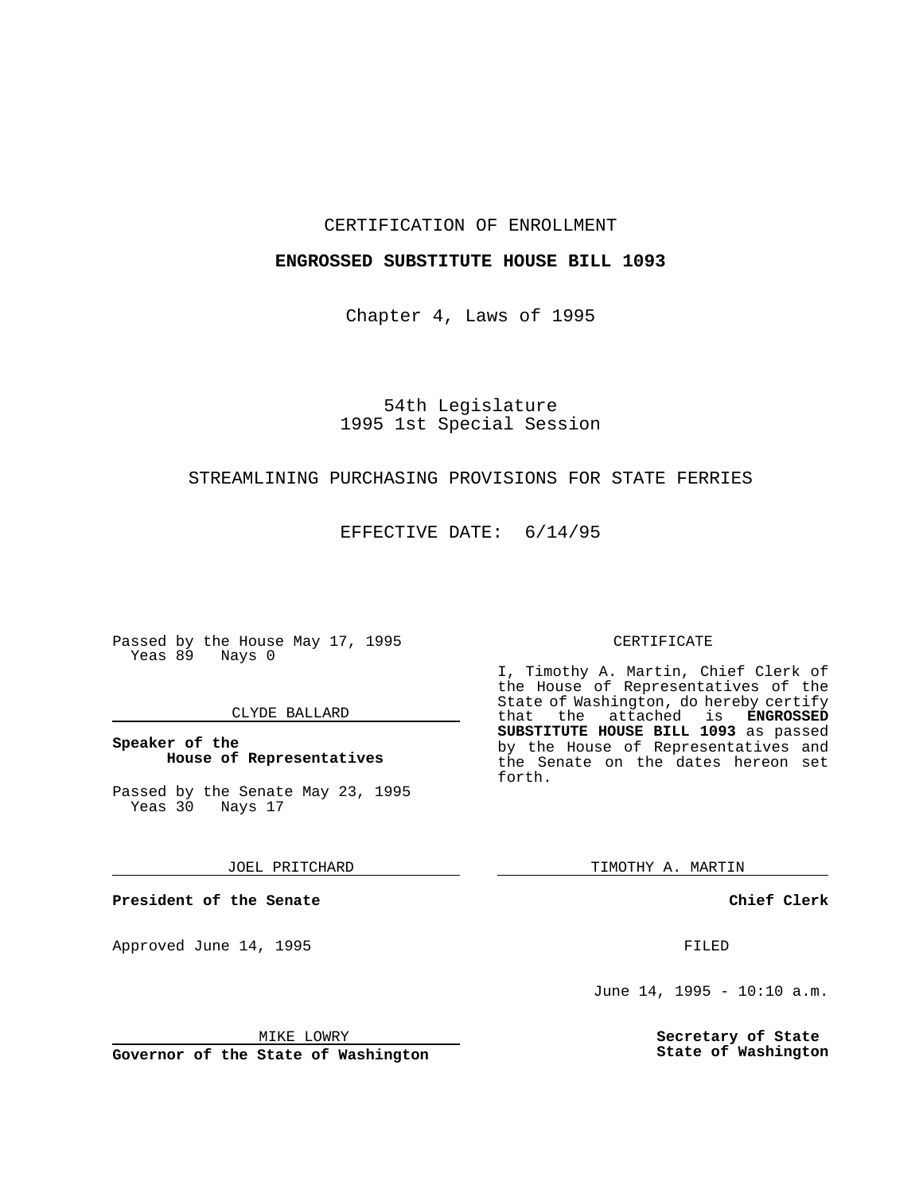CERTIFICATION OF ENROLLMENT

**ENGROSSED SUBSTITUTE HOUSE BILL 1093**

Chapter 4, Laws of 1995

54th Legislature
1995 1st Special Session

STREAMLINING PURCHASING PROVISIONS FOR STATE FERRIES

EFFECTIVE DATE: 6/14/95

Passed by the House May 17, 1995
Yeas 89 Nays 0

CLYDE BALLARD

**Speaker of the House of Representatives**

Passed by the Senate May 23, 1995
Yeas 30 Nays 17

JOEL PRITCHARD

**President of the Senate**

Approved June 14, 1995

MIKE LOWRY

**Governor of the State of Washington**

CERTIFICATE

I, Timothy A. Martin, Chief Clerk of the House of Representatives of the State of Washington, do hereby certify that the attached is **ENGROSSED SUBSTITUTE HOUSE BILL 1093** as passed by the House of Representatives and the Senate on the dates hereon set forth.

TIMOTHY A. MARTIN

**Chief Clerk**

FILED

June 14, 1995 - 10:10 a.m.

**Secretary of State**
**State of Washington**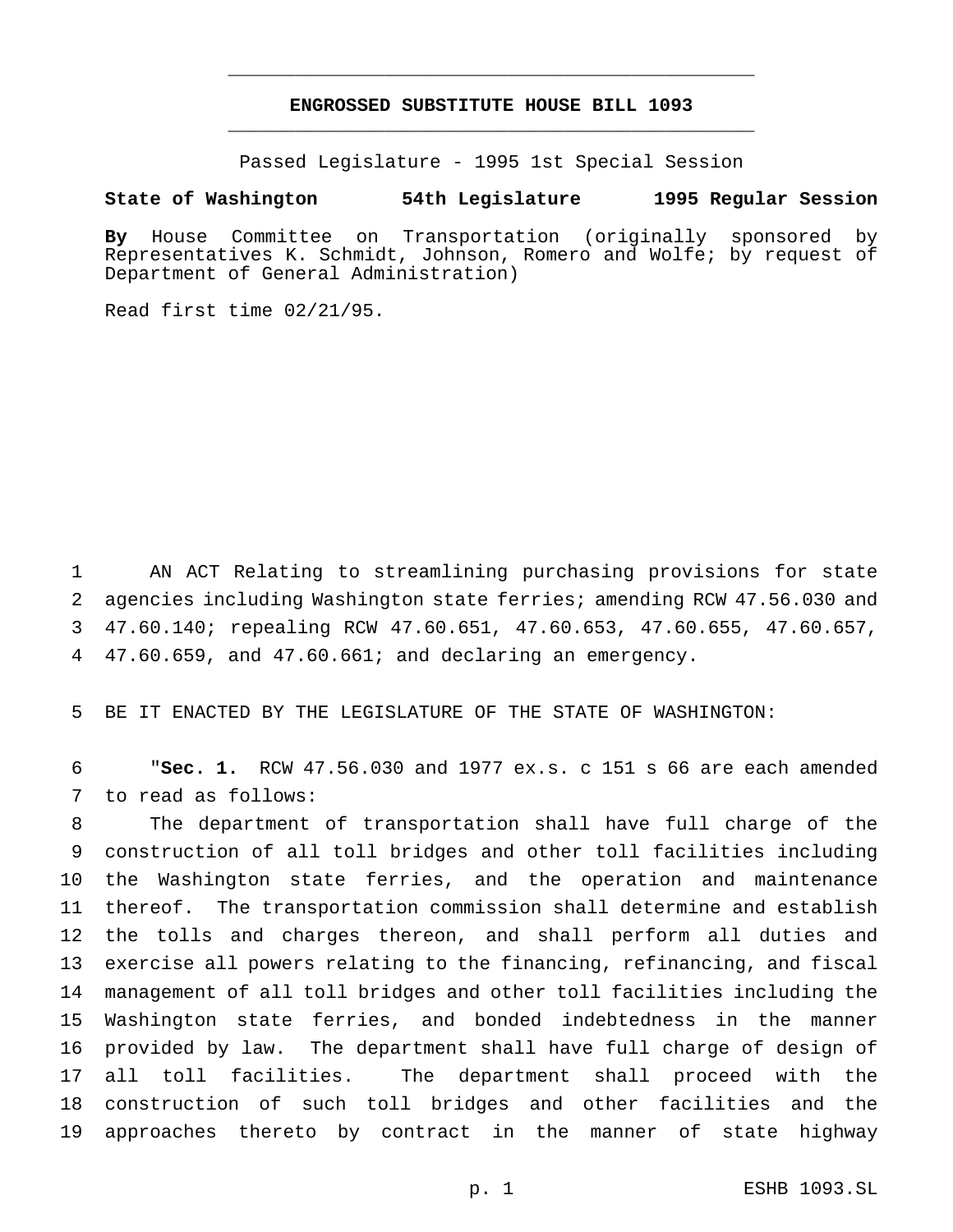# ENGROSSED SUBSTITUTE HOUSE BILL 1093

Passed Legislature - 1995 1st Special Session

**State of Washington 54th Legislature 1995 Regular Session**

**By** House Committee on Transportation (originally sponsored by Representatives K. Schmidt, Johnson, Romero and Wolfe; by request of Department of General Administration)

Read first time 02/21/95.

1 AN ACT Relating to streamlining purchasing provisions for state
2 agencies including Washington state ferries; amending RCW 47.56.030 and
3 47.60.140; repealing RCW 47.60.651, 47.60.653, 47.60.655, 47.60.657,
4 47.60.659, and 47.60.661; and declaring an emergency.

5 BE IT ENACTED BY THE LEGISLATURE OF THE STATE OF WASHINGTON:

6 "**Sec. 1.** RCW 47.56.030 and 1977 ex.s. c 151 s 66 are each amended
7 to read as follows:
8 The department of transportation shall have full charge of the
9 construction of all toll bridges and other toll facilities including
10 the Washington state ferries, and the operation and maintenance
11 thereof. The transportation commission shall determine and establish
12 the tolls and charges thereon, and shall perform all duties and
13 exercise all powers relating to the financing, refinancing, and fiscal
14 management of all toll bridges and other toll facilities including the
15 Washington state ferries, and bonded indebtedness in the manner
16 provided by law. The department shall have full charge of design of
17 all toll facilities. The department shall proceed with the
18 construction of such toll bridges and other facilities and the
19 approaches thereto by contract in the manner of state highway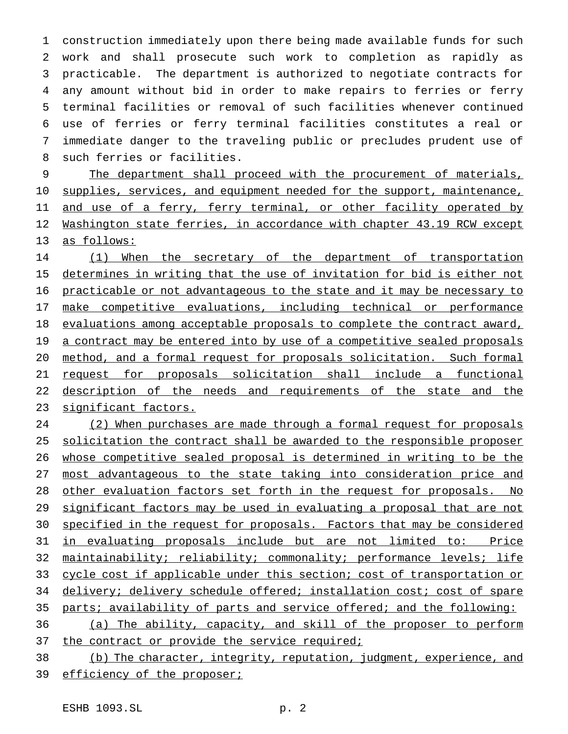construction immediately upon there being made available funds for such work and shall prosecute such work to completion as rapidly as practicable. The department is authorized to negotiate contracts for any amount without bid in order to make repairs to ferries or ferry terminal facilities or removal of such facilities whenever continued use of ferries or ferry terminal facilities constitutes a real or immediate danger to the traveling public or precludes prudent use of such ferries or facilities.

The department shall proceed with the procurement of materials, supplies, services, and equipment needed for the support, maintenance, and use of a ferry, ferry terminal, or other facility operated by Washington state ferries, in accordance with chapter 43.19 RCW except as follows:

(1) When the secretary of the department of transportation determines in writing that the use of invitation for bid is either not practicable or not advantageous to the state and it may be necessary to make competitive evaluations, including technical or performance evaluations among acceptable proposals to complete the contract award, a contract may be entered into by use of a competitive sealed proposals method, and a formal request for proposals solicitation. Such formal request for proposals solicitation shall include a functional description of the needs and requirements of the state and the significant factors.

(2) When purchases are made through a formal request for proposals solicitation the contract shall be awarded to the responsible proposer whose competitive sealed proposal is determined in writing to be the most advantageous to the state taking into consideration price and other evaluation factors set forth in the request for proposals. No significant factors may be used in evaluating a proposal that are not specified in the request for proposals. Factors that may be considered in evaluating proposals include but are not limited to: Price maintainability; reliability; commonality; performance levels; life cycle cost if applicable under this section; cost of transportation or delivery; delivery schedule offered; installation cost; cost of spare parts; availability of parts and service offered; and the following:

(a) The ability, capacity, and skill of the proposer to perform the contract or provide the service required;

(b) The character, integrity, reputation, judgment, experience, and efficiency of the proposer;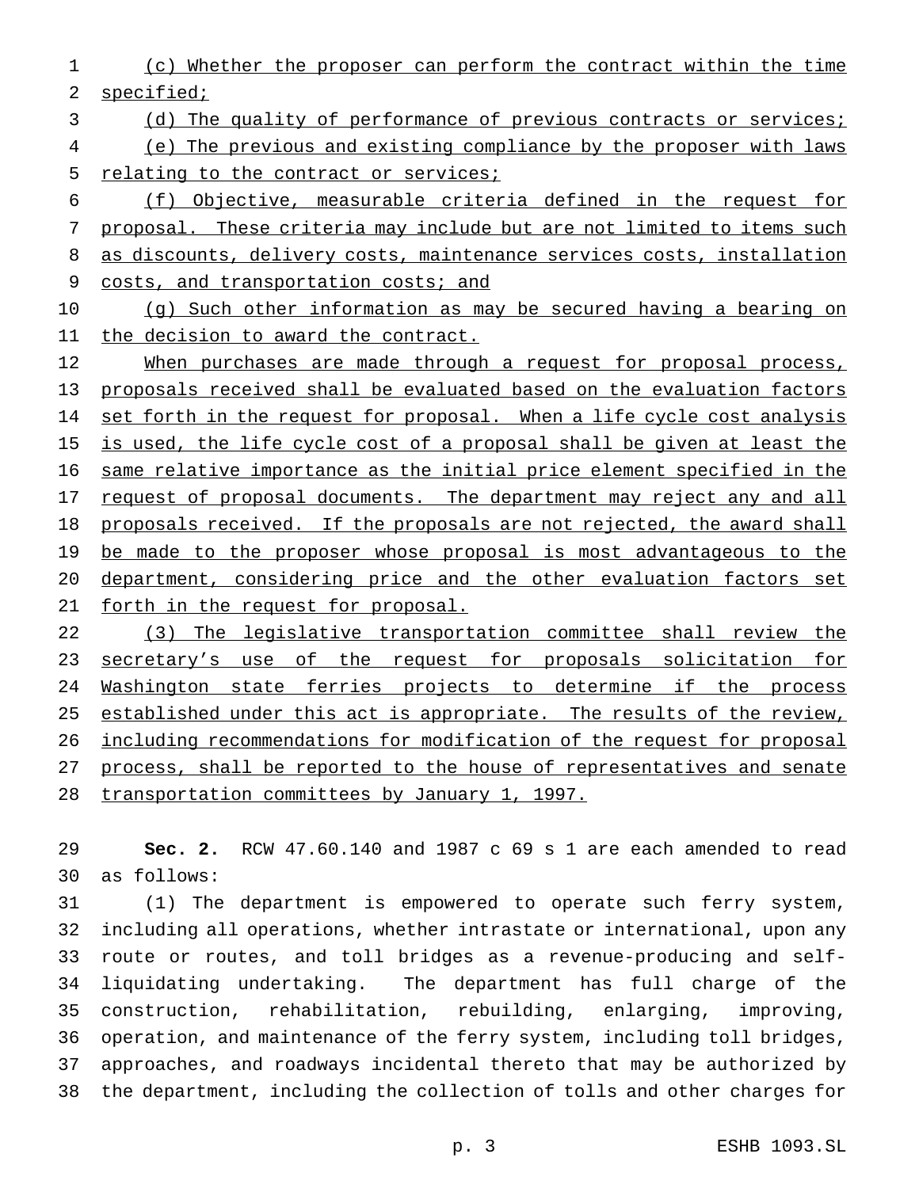(c) Whether the proposer can perform the contract within the time specified;

(d) The quality of performance of previous contracts or services;

(e) The previous and existing compliance by the proposer with laws relating to the contract or services;

(f) Objective, measurable criteria defined in the request for proposal. These criteria may include but are not limited to items such as discounts, delivery costs, maintenance services costs, installation costs, and transportation costs; and

(g) Such other information as may be secured having a bearing on the decision to award the contract.

When purchases are made through a request for proposal process, proposals received shall be evaluated based on the evaluation factors set forth in the request for proposal. When a life cycle cost analysis is used, the life cycle cost of a proposal shall be given at least the same relative importance as the initial price element specified in the request of proposal documents. The department may reject any and all proposals received. If the proposals are not rejected, the award shall be made to the proposer whose proposal is most advantageous to the department, considering price and the other evaluation factors set forth in the request for proposal.

(3) The legislative transportation committee shall review the secretary's use of the request for proposals solicitation for Washington state ferries projects to determine if the process established under this act is appropriate. The results of the review, including recommendations for modification of the request for proposal process, shall be reported to the house of representatives and senate transportation committees by January 1, 1997.

**Sec. 2.** RCW 47.60.140 and 1987 c 69 s 1 are each amended to read as follows:

(1) The department is empowered to operate such ferry system, including all operations, whether intrastate or international, upon any route or routes, and toll bridges as a revenue-producing and self-liquidating undertaking. The department has full charge of the construction, rehabilitation, rebuilding, enlarging, improving, operation, and maintenance of the ferry system, including toll bridges, approaches, and roadways incidental thereto that may be authorized by the department, including the collection of tolls and other charges for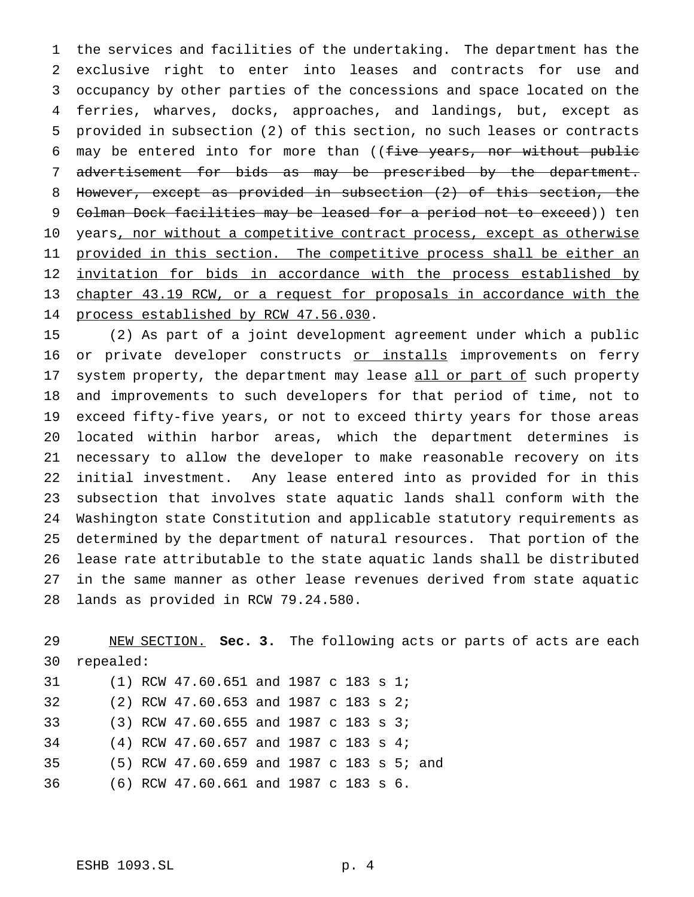the services and facilities of the undertaking. The department has the exclusive right to enter into leases and contracts for use and occupancy by other parties of the concessions and space located on the ferries, wharves, docks, approaches, and landings, but, except as provided in subsection (2) of this section, no such leases or contracts may be entered into for more than ((~~five years, nor without public advertisement for bids as may be prescribed by the department. However, except as provided in subsection (2) of this section, the Colman Dock facilities may be leased for a period not to exceed~~)) ten years<u>, nor without a competitive contract process, except as otherwise provided in this section. The competitive process shall be either an invitation for bids in accordance with the process established by chapter 43.19 RCW, or a request for proposals in accordance with the process established by RCW 47.56.030</u>.

(2) As part of a joint development agreement under which a public or private developer constructs <u>or installs</u> improvements on ferry system property, the department may lease <u>all or part of</u> such property and improvements to such developers for that period of time, not to exceed fifty-five years, or not to exceed thirty years for those areas located within harbor areas, which the department determines is necessary to allow the developer to make reasonable recovery on its initial investment. Any lease entered into as provided for in this subsection that involves state aquatic lands shall conform with the Washington state Constitution and applicable statutory requirements as determined by the department of natural resources. That portion of the lease rate attributable to the state aquatic lands shall be distributed in the same manner as other lease revenues derived from state aquatic lands as provided in RCW 79.24.580.

<u>NEW SECTION.</u> **Sec. 3.** The following acts or parts of acts are each repealed:

(1) RCW 47.60.651 and 1987 c 183 s 1;

(2) RCW 47.60.653 and 1987 c 183 s 2;

(3) RCW 47.60.655 and 1987 c 183 s 3;

(4) RCW 47.60.657 and 1987 c 183 s 4;

(5) RCW 47.60.659 and 1987 c 183 s 5; and

(6) RCW 47.60.661 and 1987 c 183 s 6.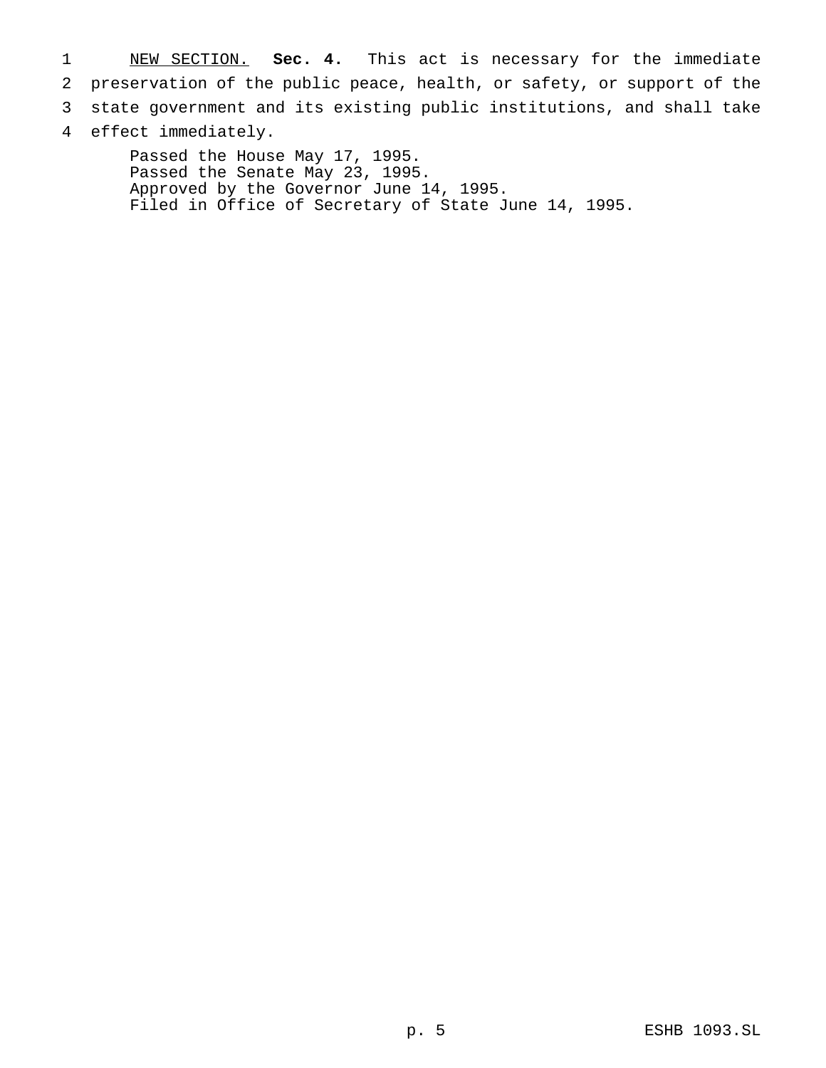NEW SECTION. **Sec. 4.** This act is necessary for the immediate preservation of the public peace, health, or safety, or support of the state government and its existing public institutions, and shall take effect immediately.

Passed the House May 17, 1995.
Passed the Senate May 23, 1995.
Approved by the Governor June 14, 1995.
Filed in Office of Secretary of State June 14, 1995.